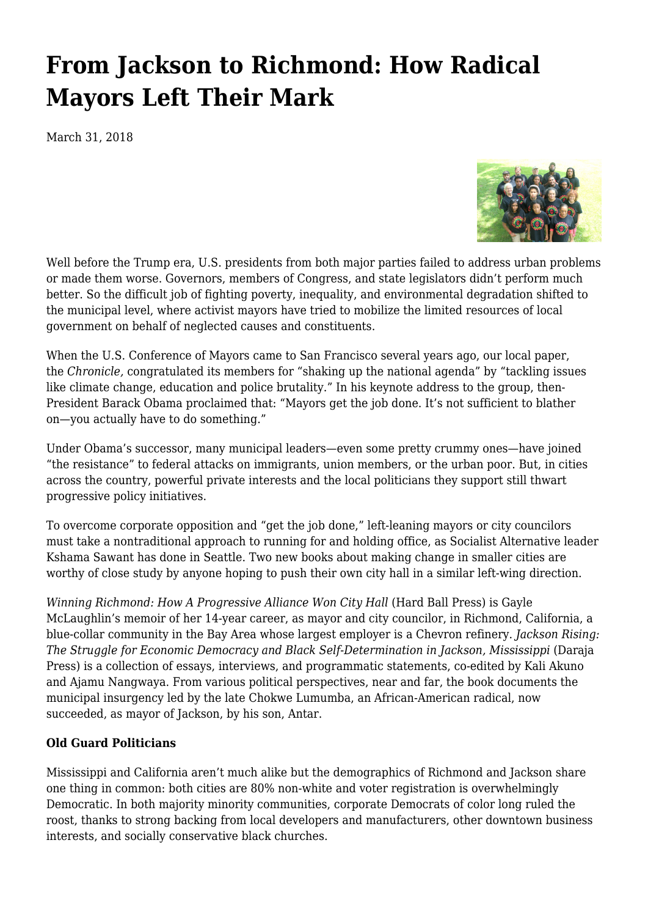# From Jackson to Richmond: How Radical Mayors Left Their Mark

March 31, 2018

Well before the Trump era, U.S. presidents from both major parties failed to address urban problems or made them worse. Governors, members of Congress, and state legislators didn't perform much better. So the difficult job of fighting poverty, inequality, and environmental degradation shifted to the municipal level, where activist mayors have tried to mobilize the limited resources of local government on behalf of neglected causes and constituents.

When the U.S. Conference of Mayors came to San Francisco several years ago, our local paper, the *Chronicle,* congratulated its members for "shaking up the national agenda" by "tackling issues like climate change, education and police brutality." In his keynote address to the group, then-President Barack Obama proclaimed that: "Mayors get the job done. It's not sufficient to blather on—you actually have to do something."

Under Obama's successor, many municipal leaders—even some pretty crummy ones—have joined "the resistance" to federal attacks on immigrants, union members, or the urban poor. But, in cities across the country, powerful private interests and the local politicians they support still thwart progressive policy initiatives.

To overcome corporate opposition and "get the job done," left-leaning mayors or city councilors must take a nontraditional approach to running for and holding office, as Socialist Alternative leader Kshama Sawant has done in Seattle. Two new books about making change in smaller cities are worthy of close study by anyone hoping to push their own city hall in a similar left-wing direction.

*Winning Richmond: How A Progressive Alliance Won City Hall* (Hard Ball Press) is Gayle McLaughlin's memoir of her 14-year career, as mayor and city councilor, in Richmond, California, a blue-collar community in the Bay Area whose largest employer is a Chevron refinery. *Jackson Rising: The Struggle for Economic Democracy and Black Self-Determination in Jackson, Mississippi* (Daraja Press) is a collection of essays, interviews, and programmatic statements, co-edited by Kali Akuno and Ajamu Nangwaya. From various political perspectives, near and far, the book documents the municipal insurgency led by the late Chokwe Lumumba, an African-American radical, now succeeded, as mayor of Jackson, by his son, Antar.

**Old Guard Politicians**

Mississippi and California aren't much alike but the demographics of Richmond and Jackson share one thing in common: both cities are 80% non-white and voter registration is overwhelmingly Democratic. In both majority minority communities, corporate Democrats of color long ruled the roost, thanks to strong backing from local developers and manufacturers, other downtown business interests, and socially conservative black churches.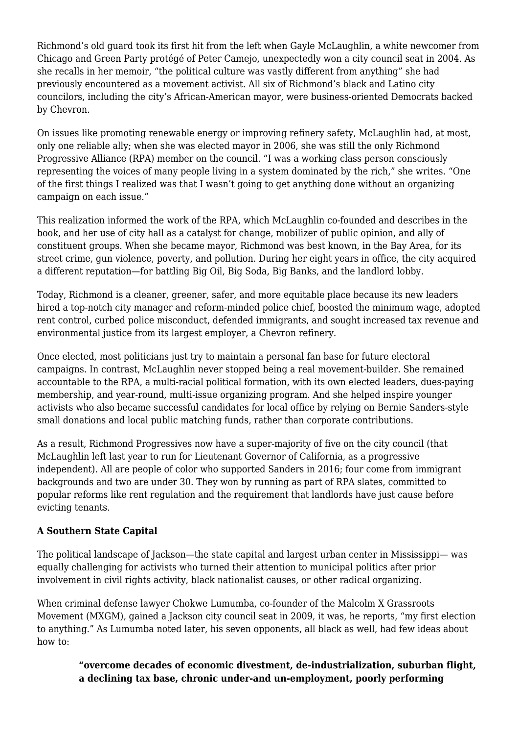Richmond's old guard took its first hit from the left when Gayle McLaughlin, a white newcomer from Chicago and Green Party protégé of Peter Camejo, unexpectedly won a city council seat in 2004. As she recalls in her memoir, "the political culture was vastly different from anything" she had previously encountered as a movement activist. All six of Richmond's black and Latino city councilors, including the city's African-American mayor, were business-oriented Democrats backed by Chevron.

On issues like promoting renewable energy or improving refinery safety, McLaughlin had, at most, only one reliable ally; when she was elected mayor in 2006, she was still the only Richmond Progressive Alliance (RPA) member on the council. "I was a working class person consciously representing the voices of many people living in a system dominated by the rich," she writes. "One of the first things I realized was that I wasn't going to get anything done without an organizing campaign on each issue."

This realization informed the work of the RPA, which McLaughlin co-founded and describes in the book, and her use of city hall as a catalyst for change, mobilizer of public opinion, and ally of constituent groups. When she became mayor, Richmond was best known, in the Bay Area, for its street crime, gun violence, poverty, and pollution. During her eight years in office, the city acquired a different reputation—for battling Big Oil, Big Soda, Big Banks, and the landlord lobby.

Today, Richmond is a cleaner, greener, safer, and more equitable place because its new leaders hired a top-notch city manager and reform-minded police chief, boosted the minimum wage, adopted rent control, curbed police misconduct, defended immigrants, and sought increased tax revenue and environmental justice from its largest employer, a Chevron refinery.

Once elected, most politicians just try to maintain a personal fan base for future electoral campaigns. In contrast, McLaughlin never stopped being a real movement-builder. She remained accountable to the RPA, a multi-racial political formation, with its own elected leaders, dues-paying membership, and year-round, multi-issue organizing program. And she helped inspire younger activists who also became successful candidates for local office by relying on Bernie Sanders-style small donations and local public matching funds, rather than corporate contributions.

As a result, Richmond Progressives now have a super-majority of five on the city council (that McLaughlin left last year to run for Lieutenant Governor of California, as a progressive independent). All are people of color who supported Sanders in 2016; four come from immigrant backgrounds and two are under 30. They won by running as part of RPA slates, committed to popular reforms like rent regulation and the requirement that landlords have just cause before evicting tenants.

### A Southern State Capital

The political landscape of Jackson—the state capital and largest urban center in Mississippi— was equally challenging for activists who turned their attention to municipal politics after prior involvement in civil rights activity, black nationalist causes, or other radical organizing.

When criminal defense lawyer Chokwe Lumumba, co-founder of the Malcolm X Grassroots Movement (MXGM), gained a Jackson city council seat in 2009, it was, he reports, "my first election to anything." As Lumumba noted later, his seven opponents, all black as well, had few ideas about how to:

> **"overcome decades of economic divestment, de-industrialization, suburban flight, a declining tax base, chronic under-and un-employment, poorly performing**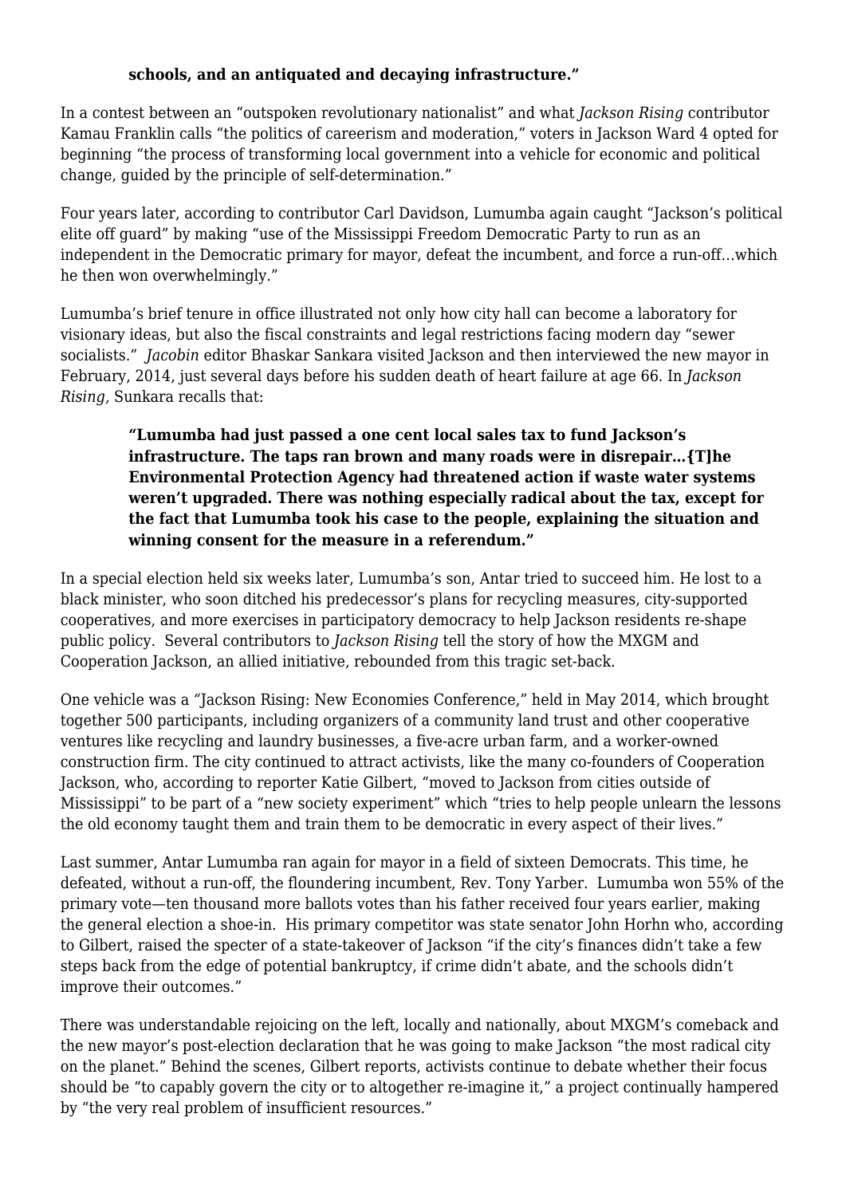> **schools, and an antiquated and decaying infrastructure."**

In a contest between an "outspoken revolutionary nationalist" and what *Jackson Rising* contributor Kamau Franklin calls "the politics of careerism and moderation," voters in Jackson Ward 4 opted for beginning "the process of transforming local government into a vehicle for economic and political change, guided by the principle of self-determination."

Four years later, according to contributor Carl Davidson, Lumumba again caught "Jackson's political elite off guard" by making "use of the Mississippi Freedom Democratic Party to run as an independent in the Democratic primary for mayor, defeat the incumbent, and force a run-off…which he then won overwhelmingly."

Lumumba's brief tenure in office illustrated not only how city hall can become a laboratory for visionary ideas, but also the fiscal constraints and legal restrictions facing modern day "sewer socialists." *Jacobin* editor Bhaskar Sankara visited Jackson and then interviewed the new mayor in February, 2014, just several days before his sudden death of heart failure at age 66. In *Jackson Rising*, Sunkara recalls that:

> **"Lumumba had just passed a one cent local sales tax to fund Jackson's infrastructure. The taps ran brown and many roads were in disrepair…{T]he Environmental Protection Agency had threatened action if waste water systems weren't upgraded. There was nothing especially radical about the tax, except for the fact that Lumumba took his case to the people, explaining the situation and winning consent for the measure in a referendum."**

In a special election held six weeks later, Lumumba's son, Antar tried to succeed him. He lost to a black minister, who soon ditched his predecessor's plans for recycling measures, city-supported cooperatives, and more exercises in participatory democracy to help Jackson residents re-shape public policy. Several contributors to *Jackson Rising* tell the story of how the MXGM and Cooperation Jackson, an allied initiative, rebounded from this tragic set-back.

One vehicle was a "Jackson Rising: New Economies Conference," held in May 2014, which brought together 500 participants, including organizers of a community land trust and other cooperative ventures like recycling and laundry businesses, a five-acre urban farm, and a worker-owned construction firm. The city continued to attract activists, like the many co-founders of Cooperation Jackson, who, according to reporter Katie Gilbert, "moved to Jackson from cities outside of Mississippi" to be part of a "new society experiment" which "tries to help people unlearn the lessons the old economy taught them and train them to be democratic in every aspect of their lives."

Last summer, Antar Lumumba ran again for mayor in a field of sixteen Democrats. This time, he defeated, without a run-off, the floundering incumbent, Rev. Tony Yarber. Lumumba won 55% of the primary vote—ten thousand more ballots votes than his father received four years earlier, making the general election a shoe-in. His primary competitor was state senator John Horhn who, according to Gilbert, raised the specter of a state-takeover of Jackson "if the city's finances didn't take a few steps back from the edge of potential bankruptcy, if crime didn't abate, and the schools didn't improve their outcomes."

There was understandable rejoicing on the left, locally and nationally, about MXGM's comeback and the new mayor's post-election declaration that he was going to make Jackson "the most radical city on the planet." Behind the scenes, Gilbert reports, activists continue to debate whether their focus should be "to capably govern the city or to altogether re-imagine it," a project continually hampered by "the very real problem of insufficient resources."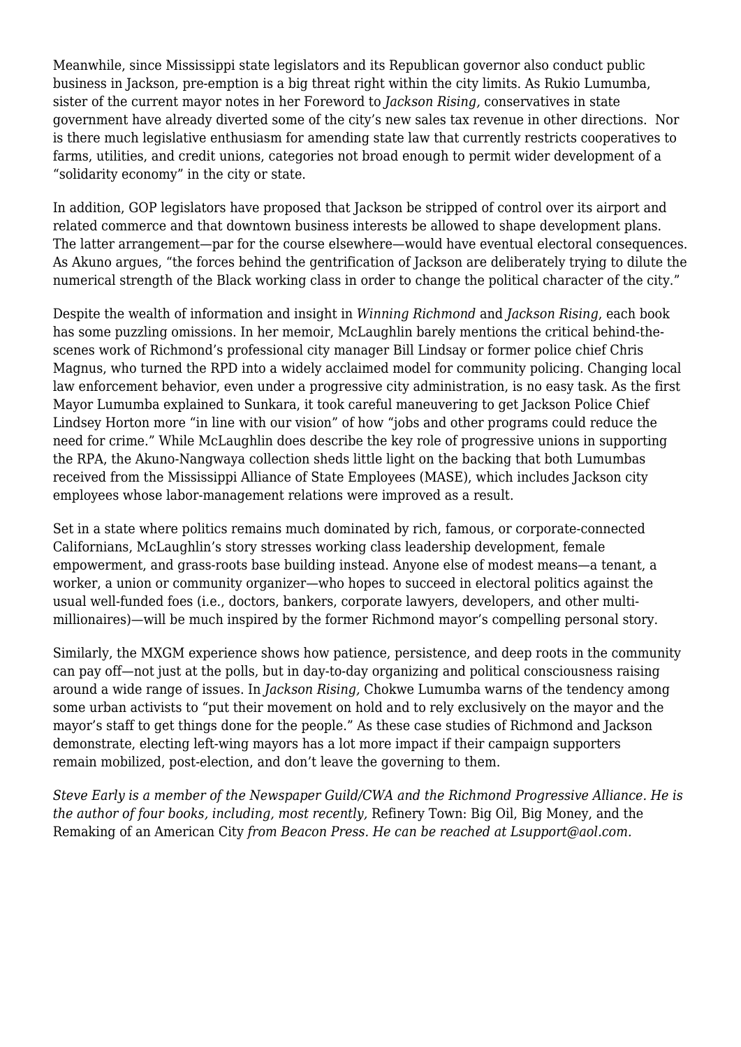Meanwhile, since Mississippi state legislators and its Republican governor also conduct public business in Jackson, pre-emption is a big threat right within the city limits. As Rukio Lumumba, sister of the current mayor notes in her Foreword to *Jackson Rising,* conservatives in state government have already diverted some of the city's new sales tax revenue in other directions. Nor is there much legislative enthusiasm for amending state law that currently restricts cooperatives to farms, utilities, and credit unions, categories not broad enough to permit wider development of a "solidarity economy" in the city or state.

In addition, GOP legislators have proposed that Jackson be stripped of control over its airport and related commerce and that downtown business interests be allowed to shape development plans. The latter arrangement—par for the course elsewhere—would have eventual electoral consequences. As Akuno argues, "the forces behind the gentrification of Jackson are deliberately trying to dilute the numerical strength of the Black working class in order to change the political character of the city."

Despite the wealth of information and insight in *Winning Richmond* and *Jackson Rising*, each book has some puzzling omissions. In her memoir, McLaughlin barely mentions the critical behind-the-scenes work of Richmond's professional city manager Bill Lindsay or former police chief Chris Magnus, who turned the RPD into a widely acclaimed model for community policing. Changing local law enforcement behavior, even under a progressive city administration, is no easy task. As the first Mayor Lumumba explained to Sunkara, it took careful maneuvering to get Jackson Police Chief Lindsey Horton more "in line with our vision" of how "jobs and other programs could reduce the need for crime." While McLaughlin does describe the key role of progressive unions in supporting the RPA, the Akuno-Nangwaya collection sheds little light on the backing that both Lumumbas received from the Mississippi Alliance of State Employees (MASE), which includes Jackson city employees whose labor-management relations were improved as a result.

Set in a state where politics remains much dominated by rich, famous, or corporate-connected Californians, McLaughlin's story stresses working class leadership development, female empowerment, and grass-roots base building instead. Anyone else of modest means—a tenant, a worker, a union or community organizer—who hopes to succeed in electoral politics against the usual well-funded foes (i.e., doctors, bankers, corporate lawyers, developers, and other multi-millionaires)—will be much inspired by the former Richmond mayor's compelling personal story.

Similarly, the MXGM experience shows how patience, persistence, and deep roots in the community can pay off—not just at the polls, but in day-to-day organizing and political consciousness raising around a wide range of issues. In *Jackson Rising,* Chokwe Lumumba warns of the tendency among some urban activists to "put their movement on hold and to rely exclusively on the mayor and the mayor's staff to get things done for the people." As these case studies of Richmond and Jackson demonstrate, electing left-wing mayors has a lot more impact if their campaign supporters remain mobilized, post-election, and don't leave the governing to them.

*Steve Early is a member of the Newspaper Guild/CWA and the Richmond Progressive Alliance. He is the author of four books, including, most recently,* Refinery Town: Big Oil, Big Money, and the Remaking of an American City *from Beacon Press. He can be reached at Lsupport@aol.com.*